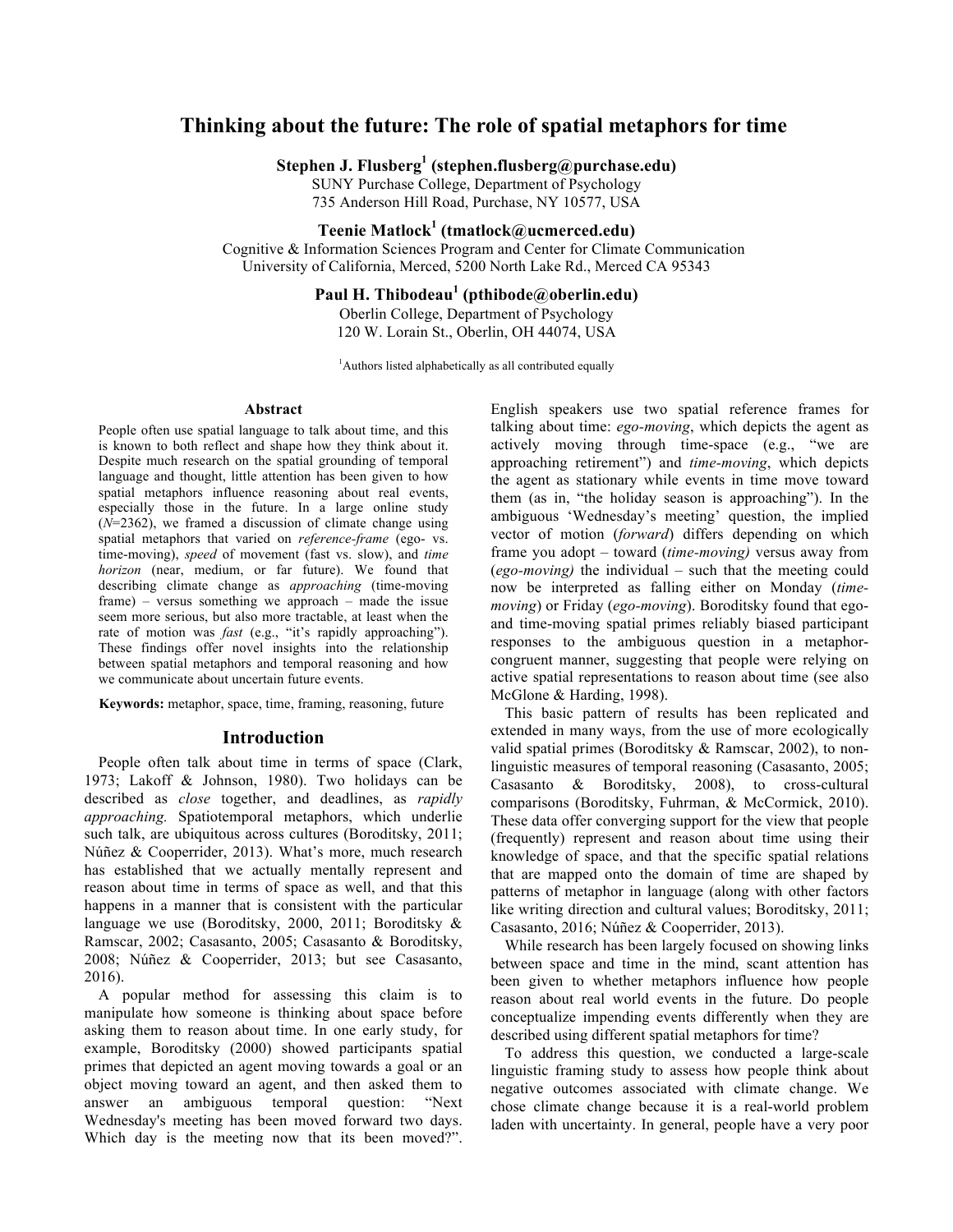# Thinking about the future: The role of spatial metaphors for time

**Stephen J. Flusberg[1] (stephen.flusberg@purchase.edu)**
SUNY Purchase College, Department of Psychology
735 Anderson Hill Road, Purchase, NY 10577, USA

**Teenie Matlock[1] (tmatlock@ucmerced.edu)**
Cognitive & Information Sciences Program and Center for Climate Communication
University of California, Merced, 5200 North Lake Rd., Merced CA 95343

**Paul H. Thibodeau[1] (pthibode@oberlin.edu)**
Oberlin College, Department of Psychology
120 W. Lorain St., Oberlin, OH 44074, USA

[1]Authors listed alphabetically as all contributed equally

## Abstract

People often use spatial language to talk about time, and this is known to both reflect and shape how they think about it. Despite much research on the spatial grounding of temporal language and thought, little attention has been given to how spatial metaphors influence reasoning about real events, especially those in the future. In a large online study (*N*=2362), we framed a discussion of climate change using spatial metaphors that varied on *reference-frame* (ego- vs. time-moving), *speed* of movement (fast vs. slow), and *time horizon* (near, medium, or far future). We found that describing climate change as *approaching* (time-moving frame) – versus something we approach – made the issue seem more serious, but also more tractable, at least when the rate of motion was *fast* (e.g., "it's rapidly approaching"). These findings offer novel insights into the relationship between spatial metaphors and temporal reasoning and how we communicate about uncertain future events.

**Keywords:** metaphor, space, time, framing, reasoning, future

## Introduction

People often talk about time in terms of space (Clark, 1973; Lakoff & Johnson, 1980). Two holidays can be described as *close* together, and deadlines, as *rapidly approaching.* Spatiotemporal metaphors, which underlie such talk, are ubiquitous across cultures (Boroditsky, 2011; Núñez & Cooperrider, 2013). What's more, much research has established that we actually mentally represent and reason about time in terms of space as well, and that this happens in a manner that is consistent with the particular language we use (Boroditsky, 2000, 2011; Boroditsky & Ramscar, 2002; Casasanto, 2005; Casasanto & Boroditsky, 2008; Núñez & Cooperrider, 2013; but see Casasanto, 2016).

A popular method for assessing this claim is to manipulate how someone is thinking about space before asking them to reason about time. In one early study, for example, Boroditsky (2000) showed participants spatial primes that depicted an agent moving towards a goal or an object moving toward an agent, and then asked them to answer an ambiguous temporal question: "Next Wednesday's meeting has been moved forward two days. Which day is the meeting now that its been moved?". English speakers use two spatial reference frames for talking about time: *ego-moving*, which depicts the agent as actively moving through time-space (e.g., "we are approaching retirement") and *time-moving*, which depicts the agent as stationary while events in time move toward them (as in, "the holiday season is approaching"). In the ambiguous 'Wednesday's meeting' question, the implied vector of motion (*forward*) differs depending on which frame you adopt – toward (*time-moving)* versus away from (*ego-moving)* the individual – such that the meeting could now be interpreted as falling either on Monday (*time-moving*) or Friday (*ego-moving*). Boroditsky found that ego- and time-moving spatial primes reliably biased participant responses to the ambiguous question in a metaphor-congruent manner, suggesting that people were relying on active spatial representations to reason about time (see also McGlone & Harding, 1998).

This basic pattern of results has been replicated and extended in many ways, from the use of more ecologically valid spatial primes (Boroditsky & Ramscar, 2002), to non-linguistic measures of temporal reasoning (Casasanto, 2005; Casasanto & Boroditsky, 2008), to cross-cultural comparisons (Boroditsky, Fuhrman, & McCormick, 2010). These data offer converging support for the view that people (frequently) represent and reason about time using their knowledge of space, and that the specific spatial relations that are mapped onto the domain of time are shaped by patterns of metaphor in language (along with other factors like writing direction and cultural values; Boroditsky, 2011; Casasanto, 2016; Núñez & Cooperrider, 2013).

While research has been largely focused on showing links between space and time in the mind, scant attention has been given to whether metaphors influence how people reason about real world events in the future. Do people conceptualize impending events differently when they are described using different spatial metaphors for time?

To address this question, we conducted a large-scale linguistic framing study to assess how people think about negative outcomes associated with climate change. We chose climate change because it is a real-world problem laden with uncertainty. In general, people have a very poor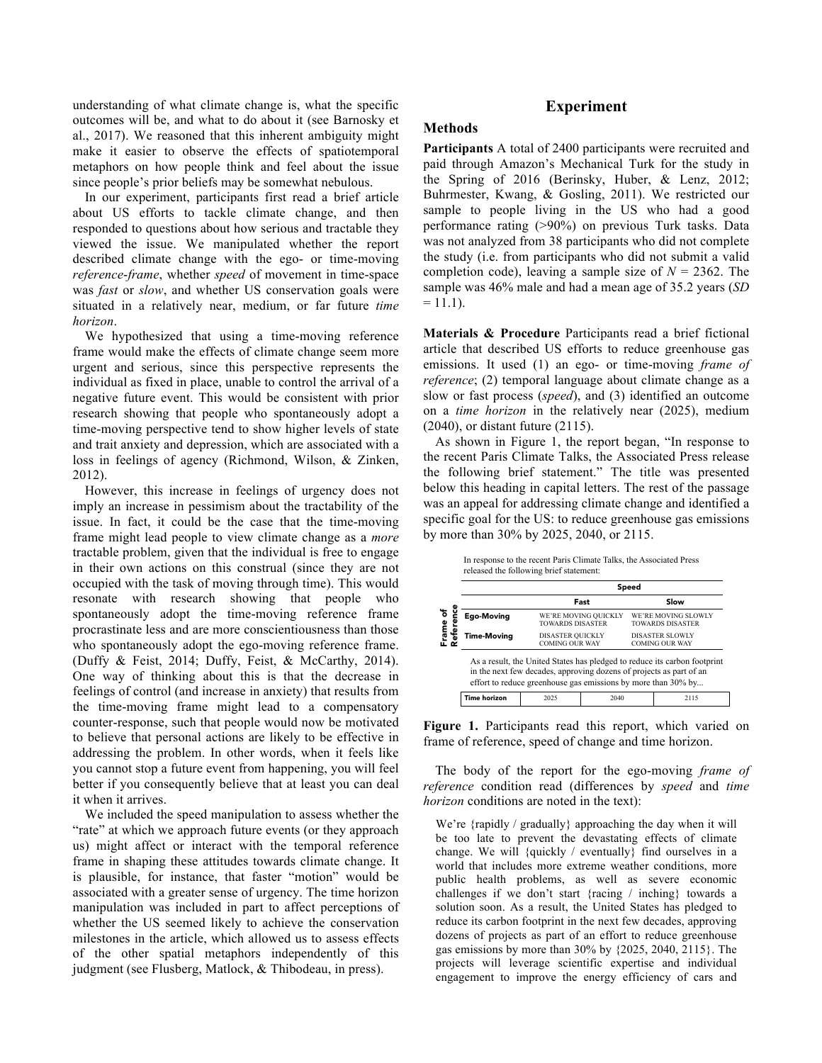understanding of what climate change is, what the specific outcomes will be, and what to do about it (see Barnosky et al., 2017). We reasoned that this inherent ambiguity might make it easier to observe the effects of spatiotemporal metaphors on how people think and feel about the issue since people's prior beliefs may be somewhat nebulous.

In our experiment, participants first read a brief article about US efforts to tackle climate change, and then responded to questions about how serious and tractable they viewed the issue. We manipulated whether the report described climate change with the ego- or time-moving *reference-frame*, whether *speed* of movement in time-space was *fast* or *slow*, and whether US conservation goals were situated in a relatively near, medium, or far future *time horizon*.

We hypothesized that using a time-moving reference frame would make the effects of climate change seem more urgent and serious, since this perspective represents the individual as fixed in place, unable to control the arrival of a negative future event. This would be consistent with prior research showing that people who spontaneously adopt a time-moving perspective tend to show higher levels of state and trait anxiety and depression, which are associated with a loss in feelings of agency (Richmond, Wilson, & Zinken, 2012).

However, this increase in feelings of urgency does not imply an increase in pessimism about the tractability of the issue. In fact, it could be the case that the time-moving frame might lead people to view climate change as a *more* tractable problem, given that the individual is free to engage in their own actions on this construal (since they are not occupied with the task of moving through time). This would resonate with research showing that people who spontaneously adopt the time-moving reference frame procrastinate less and are more conscientiousness than those who spontaneously adopt the ego-moving reference frame. (Duffy & Feist, 2014; Duffy, Feist, & McCarthy, 2014). One way of thinking about this is that the decrease in feelings of control (and increase in anxiety) that results from the time-moving frame might lead to a compensatory counter-response, such that people would now be motivated to believe that personal actions are likely to be effective in addressing the problem. In other words, when it feels like you cannot stop a future event from happening, you will feel better if you consequently believe that at least you can deal with it when it arrives.

We included the speed manipulation to assess whether the "rate" at which we approach future events (or they approach us) might affect or interact with the temporal reference frame in shaping these attitudes towards climate change. It is plausible, for instance, that faster "motion" would be associated with a greater sense of urgency. The time horizon manipulation was included in part to affect perceptions of whether the US seemed likely to achieve the conservation milestones in the article, which allowed us to assess effects of the other spatial metaphors independently of this judgment (see Flusberg, Matlock, & Thibodeau, in press).

# Experiment

## Methods

**Participants** A total of 2400 participants were recruited and paid through Amazon's Mechanical Turk for the study in the Spring of 2016 (Berinsky, Huber, & Lenz, 2012; Buhrmester, Kwang, & Gosling, 2011). We restricted our sample to people living in the US who had a good performance rating (>90%) on previous Turk tasks. Data was not analyzed from 38 participants who did not complete the study (i.e. from participants who did not submit a valid completion code), leaving a sample size of $N = 2362$. The sample was 46% male and had a mean age of 35.2 years ($SD = 11.1$).

**Materials & Procedure** Participants read a brief fictional article that described US efforts to reduce greenhouse gas emissions. It used (1) an ego- or time-moving *frame of reference*; (2) temporal language about climate change as a slow or fast process (*speed*), and (3) identified an outcome on a *time horizon* in the relatively near (2025), medium (2040), or distant future (2115).

As shown in Figure 1, the report began, "In response to the recent Paris Climate Talks, the Associated Press release the following brief statement." The title was presented below this heading in capital letters. The rest of the passage was an appeal for addressing climate change and identified a specific goal for the US: to reduce greenhouse gas emissions by more than 30% by 2025, 2040, or 2115.

In response to the recent Paris Climate Talks, the Associated Press released the following brief statement:

| Frame of Reference | Speed: Fast | Speed: Slow |
|---|---|---|
| Ego-Moving | WE'RE MOVING QUICKLY TOWARDS DISASTER | WE'RE MOVING SLOWLY TOWARDS DISASTER |
| Time-Moving | DISASTER QUICKLY COMING OUR WAY | DISASTER SLOWLY COMING OUR WAY |

As a result, the United States has pledged to reduce its carbon footprint in the next few decades, approving dozens of projects as part of an effort to reduce greenhouse gas emissions by more than 30% by...

| Time horizon | 2025 | 2040 | 2115 |
|---|---|---|---|

**Figure 1.** Participants read this report, which varied on frame of reference, speed of change and time horizon.

The body of the report for the ego-moving *frame of reference* condition read (differences by *speed* and *time horizon* conditions are noted in the text):

> We're {rapidly / gradually} approaching the day when it will be too late to prevent the devastating effects of climate change. We will {quickly / eventually} find ourselves in a world that includes more extreme weather conditions, more public health problems, as well as severe economic challenges if we don't start {racing / inching} towards a solution soon. As a result, the United States has pledged to reduce its carbon footprint in the next few decades, approving dozens of projects as part of an effort to reduce greenhouse gas emissions by more than 30% by {2025, 2040, 2115}. The projects will leverage scientific expertise and individual engagement to improve the energy efficiency of cars and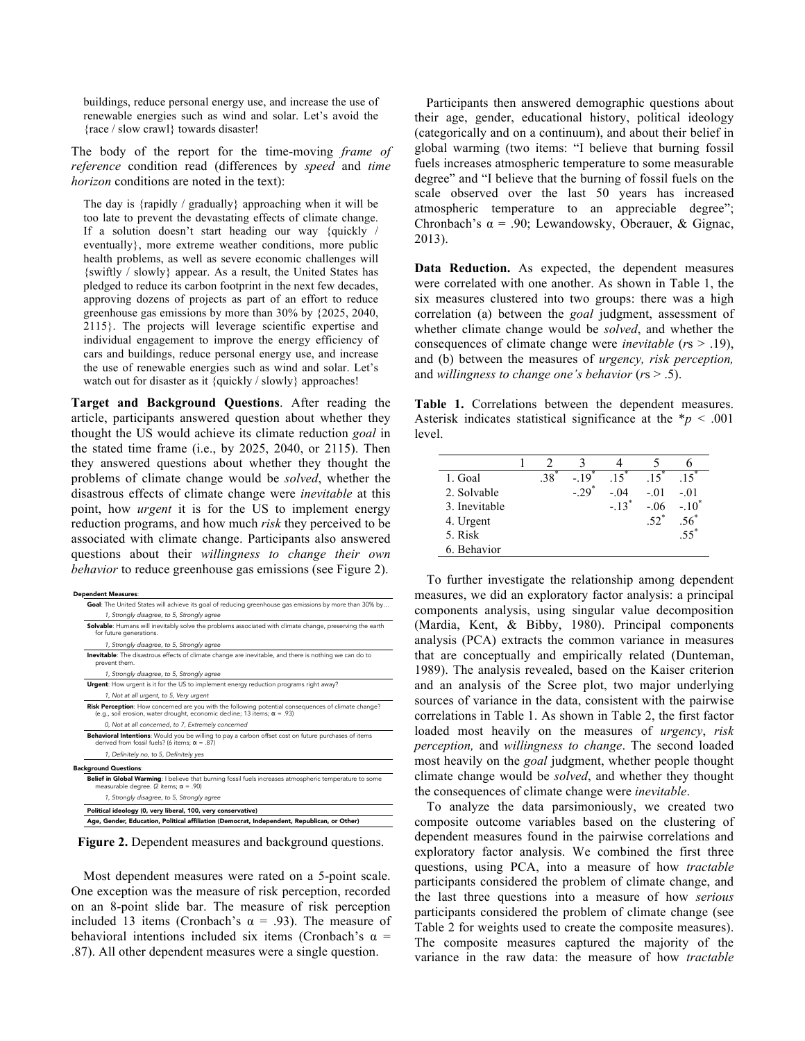buildings, reduce personal energy use, and increase the use of renewable energies such as wind and solar. Let's avoid the {race / slow crawl} towards disaster!

The body of the report for the time-moving *frame of reference* condition read (differences by *speed* and *time horizon* conditions are noted in the text):

> The day is {rapidly / gradually} approaching when it will be too late to prevent the devastating effects of climate change. If a solution doesn't start heading our way {quickly / eventually}, more extreme weather conditions, more public health problems, as well as severe economic challenges will {swiftly / slowly} appear. As a result, the United States has pledged to reduce its carbon footprint in the next few decades, approving dozens of projects as part of an effort to reduce greenhouse gas emissions by more than 30% by {2025, 2040, 2115}. The projects will leverage scientific expertise and individual engagement to improve the energy efficiency of cars and buildings, reduce personal energy use, and increase the use of renewable energies such as wind and solar. Let's watch out for disaster as it {quickly / slowly} approaches!

**Target and Background Questions**. After reading the article, participants answered question about whether they thought the US would achieve its climate reduction *goal* in the stated time frame (i.e., by 2025, 2040, or 2115). Then they answered questions about whether they thought the problems of climate change would be *solved*, whether the disastrous effects of climate change were *inevitable* at this point, how *urgent* it is for the US to implement energy reduction programs, and how much *risk* they perceived to be associated with climate change. Participants also answered questions about their *willingness to change their own behavior* to reduce greenhouse gas emissions (see Figure 2).

**Dependent Measures**:

- **Goal**: The United States will achieve its goal of reducing greenhouse gas emissions by more than 30% by…
  - *1, Strongly disagree, to 5, Strongly agree*
- **Solvable**: Humans will inevitably solve the problems associated with climate change, preserving the earth for future generations.
  - *1, Strongly disagree, to 5, Strongly agree*
- **Inevitable**: The disastrous effects of climate change are inevitable, and there is nothing we can do to prevent them.
  - *1, Strongly disagree, to 5, Strongly agree*
- **Urgent**: How urgent is it for the US to implement energy reduction programs right away?
  - *1, Not at all urgent, to 5, Very urgent*
- **Risk Perception**: How concerned are you with the following potential consequences of climate change? (e.g., soil erosion, water drought, economic decline; 13 items; α = .93)
  - *0, Not at all concerned, to 7, Extremely concerned*
- **Behavioral Intentions**: Would you be willing to pay a carbon offset cost on future purchases of items derived from fossil fuels? (6 items; α = .87)
  - *1, Definitely no, to 5, Definitely yes*

**Background Questions**:

- **Belief in Global Warming**: I believe that burning fossil fuels increases atmospheric temperature to some measurable degree. (2 items; α = .90)
  - *1, Strongly disagree, to 5, Strongly agree*
- **Political ideology (0, very liberal, 100, very conservative)**
- **Age, Gender, Education, Political affiliation (Democrat, Independent, Republican, or Other)**

**Figure 2.** Dependent measures and background questions.

Most dependent measures were rated on a 5-point scale. One exception was the measure of risk perception, recorded on an 8-point slide bar. The measure of risk perception included 13 items (Cronbach's α = .93). The measure of behavioral intentions included six items (Cronbach's α = .87). All other dependent measures were a single question.

Participants then answered demographic questions about their age, gender, educational history, political ideology (categorically and on a continuum), and about their belief in global warming (two items: "I believe that burning fossil fuels increases atmospheric temperature to some measurable degree" and "I believe that the burning of fossil fuels on the scale observed over the last 50 years has increased atmospheric temperature to an appreciable degree"; Chronbach's α = .90; Lewandowsky, Oberauer, & Gignac, 2013).

**Data Reduction.** As expected, the dependent measures were correlated with one another. As shown in Table 1, the six measures clustered into two groups: there was a high correlation (a) between the *goal* judgment, assessment of whether climate change would be *solved*, and whether the consequences of climate change were *inevitable* ($r$s > .19), and (b) between the measures of *urgency, risk perception,* and *willingness to change one's behavior* ($r$s > .5).

**Table 1.** Correlations between the dependent measures. Asterisk indicates statistical significance at the $^*p$ < .001 level.

| | 1 | 2 | 3 | 4 | 5 | 6 |
|---|---|---|---|---|---|---|
| 1. Goal | | .38* | -.19* | .15* | .15* | .15* |
| 2. Solvable | | | -.29* | -.04 | -.01 | -.01 |
| 3. Inevitable | | | | -.13* | -.06 | -.10* |
| 4. Urgent | | | | | .52* | .56* |
| 5. Risk | | | | | | .55* |
| 6. Behavior | | | | | | |

To further investigate the relationship among dependent measures, we did an exploratory factor analysis: a principal components analysis, using singular value decomposition (Mardia, Kent, & Bibby, 1980). Principal components analysis (PCA) extracts the common variance in measures that are conceptually and empirically related (Dunteman, 1989). The analysis revealed, based on the Kaiser criterion and an analysis of the Scree plot, two major underlying sources of variance in the data, consistent with the pairwise correlations in Table 1. As shown in Table 2, the first factor loaded most heavily on the measures of *urgency*, *risk perception,* and *willingness to change*. The second loaded most heavily on the *goal* judgment, whether people thought climate change would be *solved*, and whether they thought the consequences of climate change were *inevitable*.

To analyze the data parsimoniously, we created two composite outcome variables based on the clustering of dependent measures found in the pairwise correlations and exploratory factor analysis. We combined the first three questions, using PCA, into a measure of how *tractable* participants considered the problem of climate change, and the last three questions into a measure of how *serious* participants considered the problem of climate change (see Table 2 for weights used to create the composite measures). The composite measures captured the majority of the variance in the raw data: the measure of how *tractable*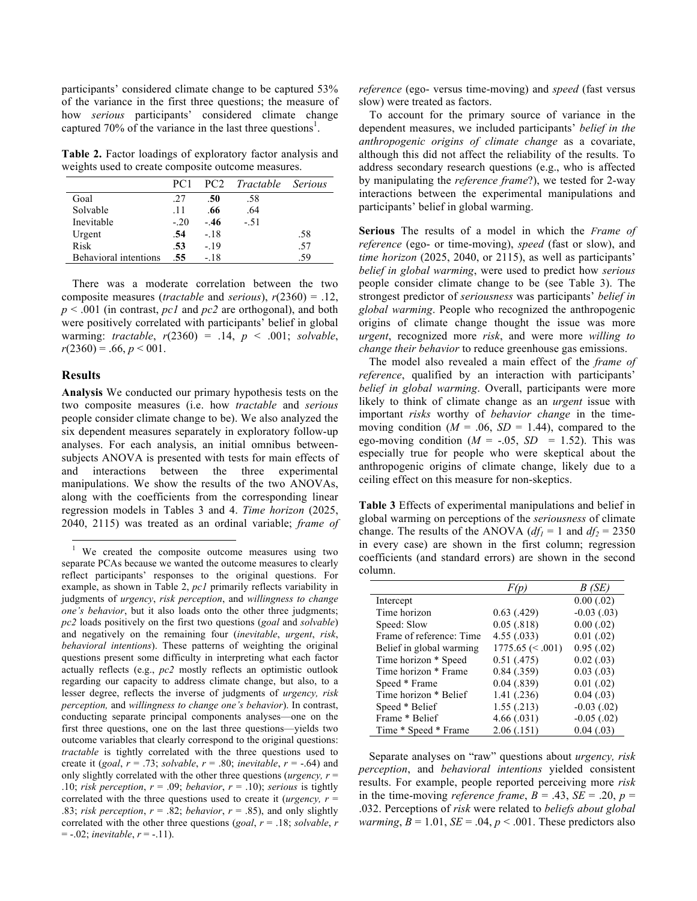participants' considered climate change to be captured 53% of the variance in the first three questions; the measure of how *serious* participants' considered climate change captured 70% of the variance in the last three questions[1].

**Table 2.** Factor loadings of exploratory factor analysis and weights used to create composite outcome measures.

| | PC1 | PC2 | *Tractable* | *Serious* |
|---|---|---|---|---|
| Goal | .27 | **.50** | .58 | |
| Solvable | .11 | **.66** | .64 | |
| Inevitable | -.20 | -**.46** | -.51 | |
| Urgent | **.54** | -.18 | | .58 |
| Risk | **.53** | -.19 | | .57 |
| Behavioral intentions | **.55** | -.18 | | .59 |

There was a moderate correlation between the two composite measures (*tractable* and *serious*), $r(2360) = .12$, $p < .001$ (in contrast, *pc1* and *pc2* are orthogonal), and both were positively correlated with participants' belief in global warming: *tractable*, $r(2360) = .14$, $p < .001$; *solvable*, $r(2360) = .66$, $p < 001$.

## Results

**Analysis** We conducted our primary hypothesis tests on the two composite measures (i.e. how *tractable* and *serious* people consider climate change to be). We also analyzed the six dependent measures separately in exploratory follow-up analyses. For each analysis, an initial omnibus between-subjects ANOVA is presented with tests for main effects of and interactions between the three experimental manipulations. We show the results of the two ANOVAs, along with the coefficients from the corresponding linear regression models in Tables 3 and 4. *Time horizon* (2025, 2040, 2115) was treated as an ordinal variable; *frame of reference* (ego- versus time-moving) and *speed* (fast versus slow) were treated as factors.

To account for the primary source of variance in the dependent measures, we included participants' *belief in the anthropogenic origins of climate change* as a covariate, although this did not affect the reliability of the results. To address secondary research questions (e.g., who is affected by manipulating the *reference frame*?), we tested for 2-way interactions between the experimental manipulations and participants' belief in global warming.

**Serious** The results of a model in which the *Frame of reference* (ego- or time-moving), *speed* (fast or slow), and *time horizon* (2025, 2040, or 2115), as well as participants' *belief in global warming*, were used to predict how *serious* people consider climate change to be (see Table 3). The strongest predictor of *seriousness* was participants' *belief in global warming*. People who recognized the anthropogenic origins of climate change thought the issue was more *urgent*, recognized more *risk*, and were more *willing to change their behavior* to reduce greenhouse gas emissions.

The model also revealed a main effect of the *frame of reference*, qualified by an interaction with participants' *belief in global warming*. Overall, participants were more likely to think of climate change as an *urgent* issue with important *risks* worthy of *behavior change* in the time-moving condition ($M = .06$, $SD = 1.44$), compared to the ego-moving condition ($M = -.05$, $SD = 1.52$). This was especially true for people who were skeptical about the anthropogenic origins of climate change, likely due to a ceiling effect on this measure for non-skeptics.

**Table 3** Effects of experimental manipulations and belief in global warming on perceptions of the *seriousness* of climate change. The results of the ANOVA ($df_1 = 1$ and $df_2 = 2350$ in every case) are shown in the first column; regression coefficients (and standard errors) are shown in the second column.

| | *F(p)* | *B (SE)* |
|---|---|---|
| Intercept | | 0.00 (.02) |
| Time horizon | 0.63 (.429) | -0.03 (.03) |
| Speed: Slow | 0.05 (.818) | 0.00 (.02) |
| Frame of reference: Time | 4.55 (.033) | 0.01 (.02) |
| Belief in global warming | 1775.65 (< .001) | 0.95 (.02) |
| Time horizon * Speed | 0.51 (.475) | 0.02 (.03) |
| Time horizon * Frame | 0.84 (.359) | 0.03 (.03) |
| Speed * Frame | 0.04 (.839) | 0.01 (.02) |
| Time horizon * Belief | 1.41 (.236) | 0.04 (.03) |
| Speed * Belief | 1.55 (.213) | -0.03 (.02) |
| Frame * Belief | 4.66 (.031) | -0.05 (.02) |
| Time * Speed * Frame | 2.06 (.151) | 0.04 (.03) |

Separate analyses on "raw" questions about *urgency, risk perception*, and *behavioral intentions* yielded consistent results. For example, people reported perceiving more *risk* in the time-moving *reference frame*, $B = .43$, $SE = .20$, $p = .032$. Perceptions of *risk* were related to *beliefs about global warming*, $B = 1.01$, $SE = .04$, $p < .001$. These predictors also

[1] We created the composite outcome measures using two separate PCAs because we wanted the outcome measures to clearly reflect participants' responses to the original questions. For example, as shown in Table 2, *pc1* primarily reflects variability in judgments of *urgency*, *risk perception*, and *willingness to change one's behavior*, but it also loads onto the other three judgments; *pc2* loads positively on the first two questions (*goal* and *solvable*) and negatively on the remaining four (*inevitable*, *urgent*, *risk*, *behavioral intentions*). These patterns of weighting the original questions present some difficulty in interpreting what each factor actually reflects (e.g., *pc2* mostly reflects an optimistic outlook regarding our capacity to address climate change, but also, to a lesser degree, reflects the inverse of judgments of *urgency, risk perception,* and *willingness to change one's behavior*). In contrast, conducting separate principal components analyses—one on the first three questions, one on the last three questions—yields two outcome variables that clearly correspond to the original questions: *tractable* is tightly correlated with the three questions used to create it (*goal*, $r = .73$; *solvable*, $r = .80$; *inevitable*, $r = -.64$) and only slightly correlated with the other three questions (*urgency,* $r = .10$; *risk perception*, $r = .09$; *behavior*, $r = .10$); *serious* is tightly correlated with the three questions used to create it (*urgency,* $r = .83$; *risk perception*, $r = .82$; *behavior*, $r = .85$), and only slightly correlated with the other three questions (*goal*, $r = .18$; *solvable*, $r = -.02$; *inevitable*, $r = -.11$).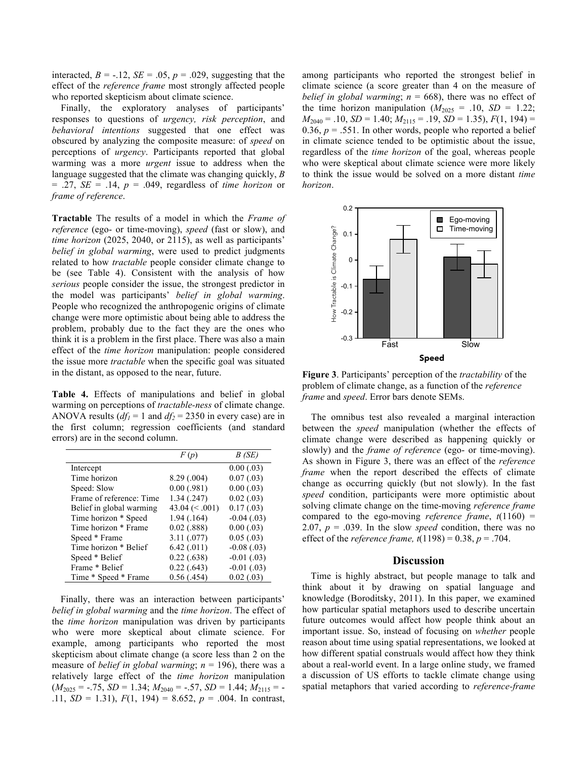interacted, $B = -.12$, $SE = .05$, $p = .029$, suggesting that the effect of the *reference frame* most strongly affected people who reported skepticism about climate science.

Finally, the exploratory analyses of participants' responses to questions of *urgency, risk perception*, and *behavioral intentions* suggested that one effect was obscured by analyzing the composite measure: of *speed* on perceptions of *urgency*. Participants reported that global warming was a more *urgent* issue to address when the language suggested that the climate was changing quickly, $B = .27$, $SE = .14$, $p = .049$, regardless of *time horizon* or *frame of reference*.

**Tractable** The results of a model in which the *Frame of reference* (ego- or time-moving), *speed* (fast or slow), and *time horizon* (2025, 2040, or 2115), as well as participants' *belief in global warming*, were used to predict judgments related to how *tractable* people consider climate change to be (see Table 4). Consistent with the analysis of how *serious* people consider the issue, the strongest predictor in the model was participants' *belief in global warming*. People who recognized the anthropogenic origins of climate change were more optimistic about being able to address the problem, probably due to the fact they are the ones who think it is a problem in the first place. There was also a main effect of the *time horizon* manipulation: people considered the issue more *tractable* when the specific goal was situated in the distant, as opposed to the near, future.

**Table 4.** Effects of manipulations and belief in global warming on perceptions of *tractable-ness* of climate change. ANOVA results ($df_1 = 1$ and $df_2 = 2350$ in every case) are in the first column; regression coefficients (and standard errors) are in the second column.

| | *F* (*p*) | *B (SE)* |
|---|---|---|
| Intercept | | 0.00 (.03) |
| Time horizon | 8.29 (.004) | 0.07 (.03) |
| Speed: Slow | 0.00 (.981) | 0.00 (.03) |
| Frame of reference: Time | 1.34 (.247) | 0.02 (.03) |
| Belief in global warming | 43.04 (< .001) | 0.17 (.03) |
| Time horizon * Speed | 1.94 (.164) | -0.04 (.03) |
| Time horizon * Frame | 0.02 (.888) | 0.00 (.03) |
| Speed * Frame | 3.11 (.077) | 0.05 (.03) |
| Time horizon * Belief | 6.42 (.011) | -0.08 (.03) |
| Speed * Belief | 0.22 (.638) | -0.01 (.03) |
| Frame * Belief | 0.22 (.643) | -0.01 (.03) |
| Time * Speed * Frame | 0.56 (.454) | 0.02 (.03) |

Finally, there was an interaction between participants' *belief in global warming* and the *time horizon*. The effect of the *time horizon* manipulation was driven by participants who were more skeptical about climate science. For example, among participants who reported the most skepticism about climate change (a score less than 2 on the measure of *belief in global warming*; $n = 196$), there was a relatively large effect of the *time horizon* manipulation ($M_{2025} = -.75$, $SD = 1.34$; $M_{2040} = -.57$, $SD = 1.44$; $M_{2115} = -.11$, $SD = 1.31$), $F(1, 194) = 8.652$, $p = .004$. In contrast, among participants who reported the strongest belief in climate science (a score greater than 4 on the measure of *belief in global warming*; $n = 668$), there was no effect of the time horizon manipulation ($M_{2025} = .10$, $SD = 1.22$; $M_{2040} = .10$, $SD = 1.40$; $M_{2115} = .19$, $SD = 1.35$), $F(1, 194) = 0.36$, $p = .551$. In other words, people who reported a belief in climate science tended to be optimistic about the issue, regardless of the *time horizon* of the goal, whereas people who were skeptical about climate science were more likely to think the issue would be solved on a more distant *time horizon*.

**Figure 3**. Participants' perception of the *tractability* of the problem of climate change, as a function of the *reference frame* and *speed*. Error bars denote SEMs.

The omnibus test also revealed a marginal interaction between the *speed* manipulation (whether the effects of climate change were described as happening quickly or slowly) and the *frame of reference* (ego- or time-moving). As shown in Figure 3, there was an effect of the *reference frame* when the report described the effects of climate change as occurring quickly (but not slowly). In the fast *speed* condition, participants were more optimistic about solving climate change on the time-moving *reference frame* compared to the ego-moving *reference frame*, $t(1160) = 2.07$, $p = .039$. In the slow *speed* condition, there was no effect of the *reference frame*, $t(1198) = 0.38$, $p = .704$.

## Discussion

Time is highly abstract, but people manage to talk and think about it by drawing on spatial language and knowledge (Boroditsky, 2011). In this paper, we examined how particular spatial metaphors used to describe uncertain future outcomes would affect how people think about an important issue. So, instead of focusing on *whether* people reason about time using spatial representations, we looked at how different spatial construals would affect how they think about a real-world event. In a large online study, we framed a discussion of US efforts to tackle climate change using spatial metaphors that varied according to *reference-frame*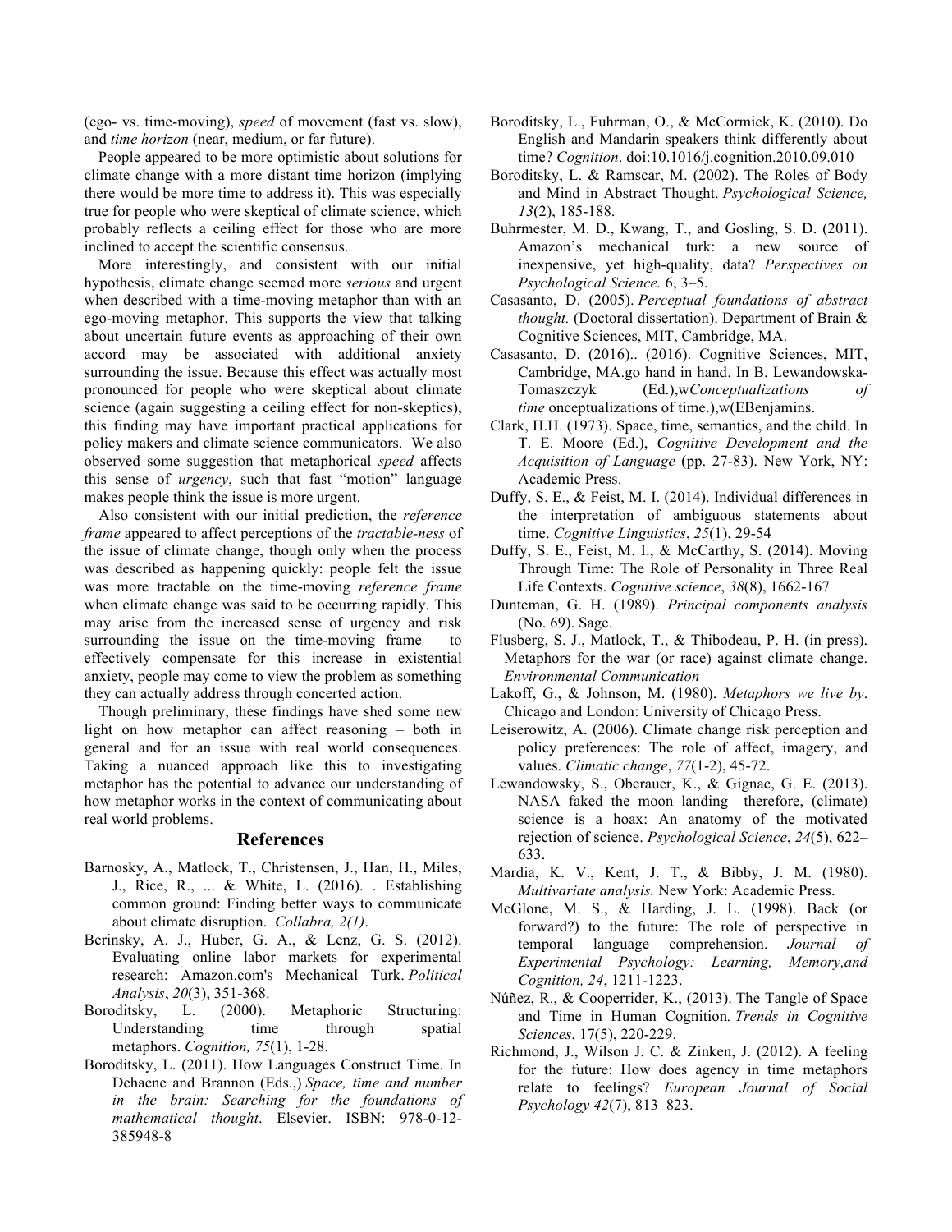(ego- vs. time-moving), *speed* of movement (fast vs. slow), and *time horizon* (near, medium, or far future).

People appeared to be more optimistic about solutions for climate change with a more distant time horizon (implying there would be more time to address it). This was especially true for people who were skeptical of climate science, which probably reflects a ceiling effect for those who are more inclined to accept the scientific consensus.

More interestingly, and consistent with our initial hypothesis, climate change seemed more *serious* and urgent when described with a time-moving metaphor than with an ego-moving metaphor. This supports the view that talking about uncertain future events as approaching of their own accord may be associated with additional anxiety surrounding the issue. Because this effect was actually most pronounced for people who were skeptical about climate science (again suggesting a ceiling effect for non-skeptics), this finding may have important practical applications for policy makers and climate science communicators. We also observed some suggestion that metaphorical *speed* affects this sense of *urgency*, such that fast "motion" language makes people think the issue is more urgent.

Also consistent with our initial prediction, the *reference frame* appeared to affect perceptions of the *tractable-ness* of the issue of climate change, though only when the process was described as happening quickly: people felt the issue was more tractable on the time-moving *reference frame* when climate change was said to be occurring rapidly. This may arise from the increased sense of urgency and risk surrounding the issue on the time-moving frame – to effectively compensate for this increase in existential anxiety, people may come to view the problem as something they can actually address through concerted action.

Though preliminary, these findings have shed some new light on how metaphor can affect reasoning – both in general and for an issue with real world consequences. Taking a nuanced approach like this to investigating metaphor has the potential to advance our understanding of how metaphor works in the context of communicating about real world problems.

## References

Barnosky, A., Matlock, T., Christensen, J., Han, H., Miles, J., Rice, R., ... & White, L. (2016). . Establishing common ground: Finding better ways to communicate about climate disruption. *Collabra, 2(1)*.

Berinsky, A. J., Huber, G. A., & Lenz, G. S. (2012). Evaluating online labor markets for experimental research: Amazon.com's Mechanical Turk. *Political Analysis*, *20*(3), 351-368.

Boroditsky, L. (2000). Metaphoric Structuring: Understanding time through spatial metaphors. *Cognition, 75*(1), 1-28.

Boroditsky, L. (2011). How Languages Construct Time. In Dehaene and Brannon (Eds.,) *Space, time and number in the brain: Searching for the foundations of mathematical thought*. Elsevier. ISBN: 978-0-12-385948-8

Boroditsky, L., Fuhrman, O., & McCormick, K. (2010). Do English and Mandarin speakers think differently about time? *Cognition*. doi:10.1016/j.cognition.2010.09.010

Boroditsky, L. & Ramscar, M. (2002). The Roles of Body and Mind in Abstract Thought. *Psychological Science, 13*(2), 185-188.

Buhrmester, M. D., Kwang, T., and Gosling, S. D. (2011). Amazon's mechanical turk: a new source of inexpensive, yet high-quality, data? *Perspectives on Psychological Science.* 6, 3–5.

Casasanto, D. (2005). *Perceptual foundations of abstract thought.* (Doctoral dissertation). Department of Brain & Cognitive Sciences, MIT, Cambridge, MA.

Casasanto, D. (2016).. (2016). Cognitive Sciences, MIT, Cambridge, MA.go hand in hand. In B. Lewandowska-Tomaszczyk (Ed.),w*Conceptualizations of time* onceptualizations of time.),w(EBenjamins.

Clark, H.H. (1973). Space, time, semantics, and the child. In T. E. Moore (Ed.), *Cognitive Development and the Acquisition of Language* (pp. 27-83). New York, NY: Academic Press.

Duffy, S. E., & Feist, M. I. (2014). Individual differences in the interpretation of ambiguous statements about time. *Cognitive Linguistics*, *25*(1), 29-54

Duffy, S. E., Feist, M. I., & McCarthy, S. (2014). Moving Through Time: The Role of Personality in Three Real Life Contexts. *Cognitive science*, *38*(8), 1662-167

Dunteman, G. H. (1989). *Principal components analysis* (No. 69). Sage.

Flusberg, S. J., Matlock, T., & Thibodeau, P. H. (in press). Metaphors for the war (or race) against climate change. *Environmental Communication*

Lakoff, G., & Johnson, M. (1980). *Metaphors we live by*. Chicago and London: University of Chicago Press.

Leiserowitz, A. (2006). Climate change risk perception and policy preferences: The role of affect, imagery, and values. *Climatic change*, *77*(1-2), 45-72.

Lewandowsky, S., Oberauer, K., & Gignac, G. E. (2013). NASA faked the moon landing—therefore, (climate) science is a hoax: An anatomy of the motivated rejection of science. *Psychological Science*, *24*(5), 622–633.

Mardia, K. V., Kent, J. T., & Bibby, J. M. (1980). *Multivariate analysis.* New York: Academic Press.

McGlone, M. S., & Harding, J. L. (1998). Back (or forward?) to the future: The role of perspective in temporal language comprehension. *Journal of Experimental Psychology: Learning, Memory,and Cognition, 24*, 1211-1223.

Núñez, R., & Cooperrider, K., (2013). The Tangle of Space and Time in Human Cognition*. Trends in Cognitive Sciences*, 17(5), 220-229.

Richmond, J., Wilson J. C. & Zinken, J. (2012). A feeling for the future: How does agency in time metaphors relate to feelings? *European Journal of Social Psychology 42*(7), 813–823.